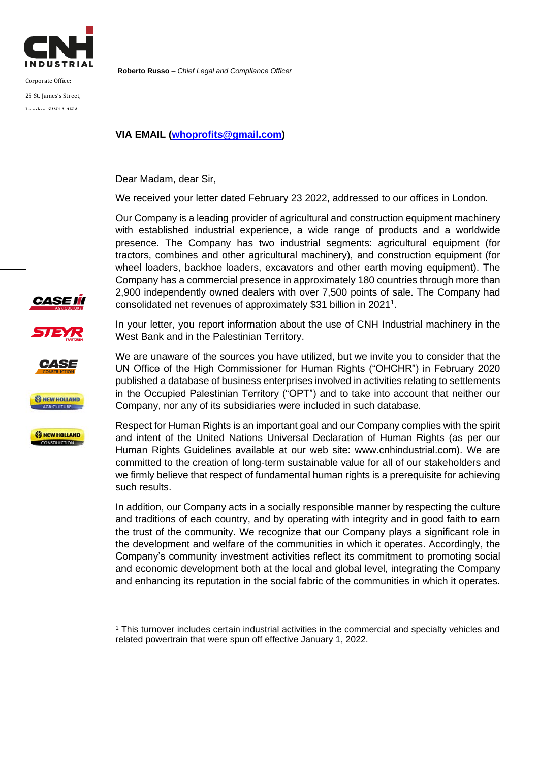CNH INDUSTRIAL

Corporate Office:
25 St. James's Street,
London, SW1A 1HA

**Roberto Russo** – *Chief Legal and Compliance Officer*

**VIA EMAIL (whoprofits@gmail.com)**

Dear Madam, dear Sir,

We received your letter dated February 23 2022, addressed to our offices in London.

Our Company is a leading provider of agricultural and construction equipment machinery with established industrial experience, a wide range of products and a worldwide presence. The Company has two industrial segments: agricultural equipment (for tractors, combines and other agricultural machinery), and construction equipment (for wheel loaders, backhoe loaders, excavators and other earth moving equipment). The Company has a commercial presence in approximately 180 countries through more than 2,900 independently owned dealers with over 7,500 points of sale. The Company had consolidated net revenues of approximately $31 billion in 2021[1].

In your letter, you report information about the use of CNH Industrial machinery in the West Bank and in the Palestinian Territory.

We are unaware of the sources you have utilized, but we invite you to consider that the UN Office of the High Commissioner for Human Rights ("OHCHR") in February 2020 published a database of business enterprises involved in activities relating to settlements in the Occupied Palestinian Territory ("OPT") and to take into account that neither our Company, nor any of its subsidiaries were included in such database.

Respect for Human Rights is an important goal and our Company complies with the spirit and intent of the United Nations Universal Declaration of Human Rights (as per our Human Rights Guidelines available at our web site: www.cnhindustrial.com). We are committed to the creation of long-term sustainable value for all of our stakeholders and we firmly believe that respect of fundamental human rights is a prerequisite for achieving such results.

In addition, our Company acts in a socially responsible manner by respecting the culture and traditions of each country, and by operating with integrity and in good faith to earn the trust of the community. We recognize that our Company plays a significant role in the development and welfare of the communities in which it operates. Accordingly, the Company's community investment activities reflect its commitment to promoting social and economic development both at the local and global level, integrating the Company and enhancing its reputation in the social fabric of the communities in which it operates.

---

[1] This turnover includes certain industrial activities in the commercial and specialty vehicles and related powertrain that were spun off effective January 1, 2022.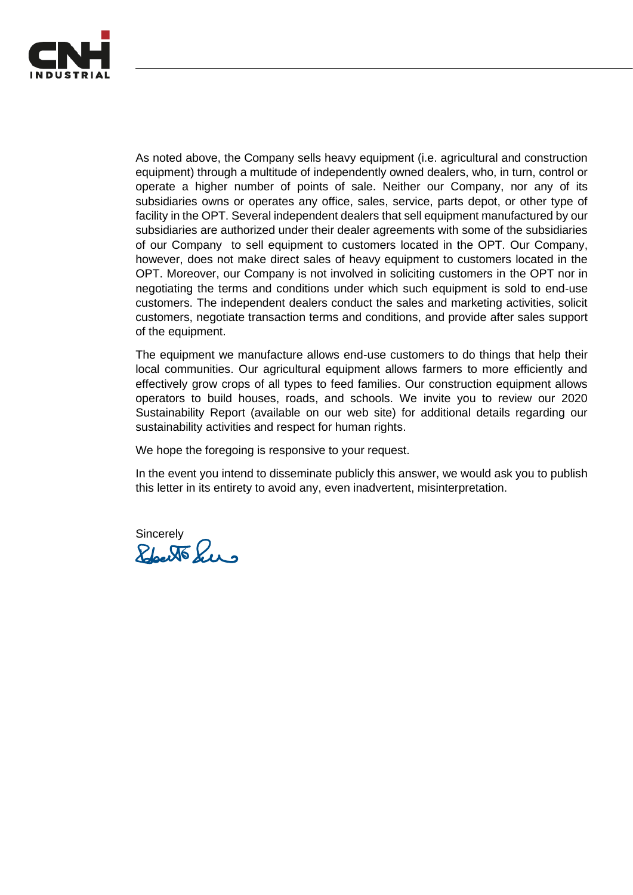As noted above, the Company sells heavy equipment (i.e. agricultural and construction equipment) through a multitude of independently owned dealers, who, in turn, control or operate a higher number of points of sale. Neither our Company, nor any of its subsidiaries owns or operates any office, sales, service, parts depot, or other type of facility in the OPT. Several independent dealers that sell equipment manufactured by our subsidiaries are authorized under their dealer agreements with some of the subsidiaries of our Company to sell equipment to customers located in the OPT. Our Company, however, does not make direct sales of heavy equipment to customers located in the OPT. Moreover, our Company is not involved in soliciting customers in the OPT nor in negotiating the terms and conditions under which such equipment is sold to end-use customers. The independent dealers conduct the sales and marketing activities, solicit customers, negotiate transaction terms and conditions, and provide after sales support of the equipment.

The equipment we manufacture allows end-use customers to do things that help their local communities. Our agricultural equipment allows farmers to more efficiently and effectively grow crops of all types to feed families. Our construction equipment allows operators to build houses, roads, and schools. We invite you to review our 2020 Sustainability Report (available on our web site) for additional details regarding our sustainability activities and respect for human rights.

We hope the foregoing is responsive to your request.

In the event you intend to disseminate publicly this answer, we would ask you to publish this letter in its entirety to avoid any, even inadvertent, misinterpretation.

Sincerely